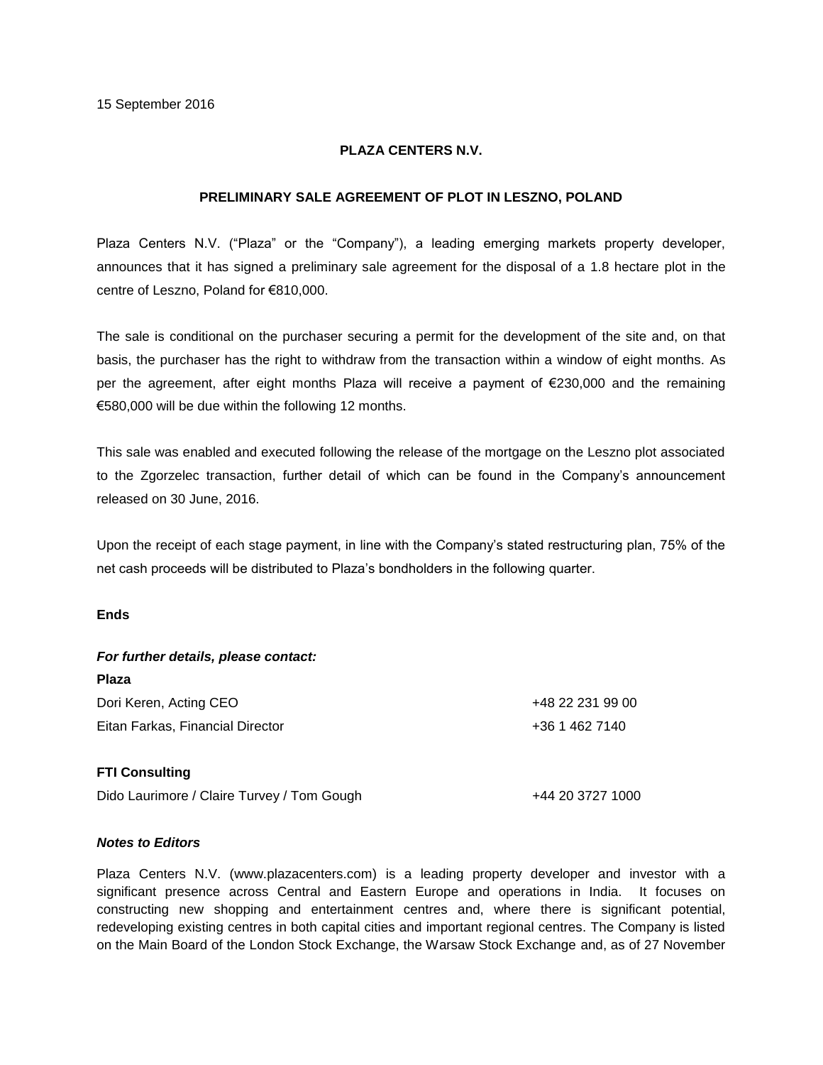15 September 2016

**PLAZA CENTERS N.V.**

**PRELIMINARY SALE AGREEMENT OF PLOT IN LESZNO, POLAND**

Plaza Centers N.V. ("Plaza" or the "Company"), a leading emerging markets property developer, announces that it has signed a preliminary sale agreement for the disposal of a 1.8 hectare plot in the centre of Leszno, Poland for €810,000.

The sale is conditional on the purchaser securing a permit for the development of the site and, on that basis, the purchaser has the right to withdraw from the transaction within a window of eight months. As per the agreement, after eight months Plaza will receive a payment of €230,000 and the remaining €580,000 will be due within the following 12 months.

This sale was enabled and executed following the release of the mortgage on the Leszno plot associated to the Zgorzelec transaction, further detail of which can be found in the Company's announcement released on 30 June, 2016.

Upon the receipt of each stage payment, in line with the Company's stated restructuring plan, 75% of the net cash proceeds will be distributed to Plaza's bondholders in the following quarter.

**Ends**

***For further details, please contact:***

**Plaza**

| | |
|---|---|
| Dori Keren, Acting CEO | +48 22 231 99 00 |
| Eitan Farkas, Financial Director | +36 1 462 7140 |

**FTI Consulting**

| | |
|---|---|
| Dido Laurimore / Claire Turvey / Tom Gough | +44 20 3727 1000 |

***Notes to Editors***

Plaza Centers N.V. (www.plazacenters.com) is a leading property developer and investor with a significant presence across Central and Eastern Europe and operations in India. It focuses on constructing new shopping and entertainment centres and, where there is significant potential, redeveloping existing centres in both capital cities and important regional centres. The Company is listed on the Main Board of the London Stock Exchange, the Warsaw Stock Exchange and, as of 27 November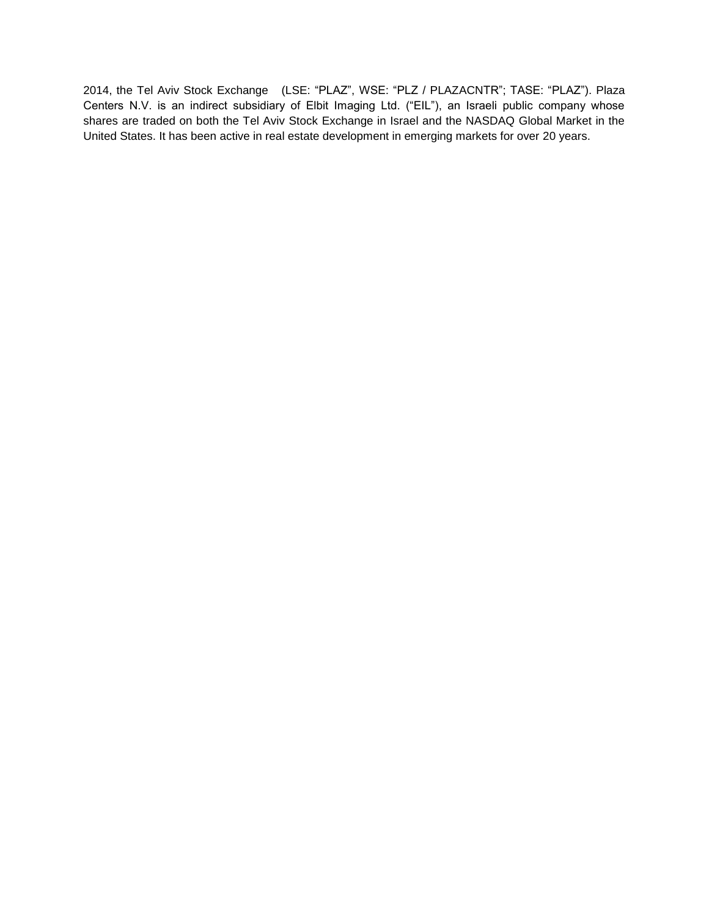2014, the Tel Aviv Stock Exchange (LSE: “PLAZ”, WSE: “PLZ / PLAZACNTR”; TASE: “PLAZ”). Plaza Centers N.V. is an indirect subsidiary of Elbit Imaging Ltd. (“EIL”), an Israeli public company whose shares are traded on both the Tel Aviv Stock Exchange in Israel and the NASDAQ Global Market in the United States. It has been active in real estate development in emerging markets for over 20 years.